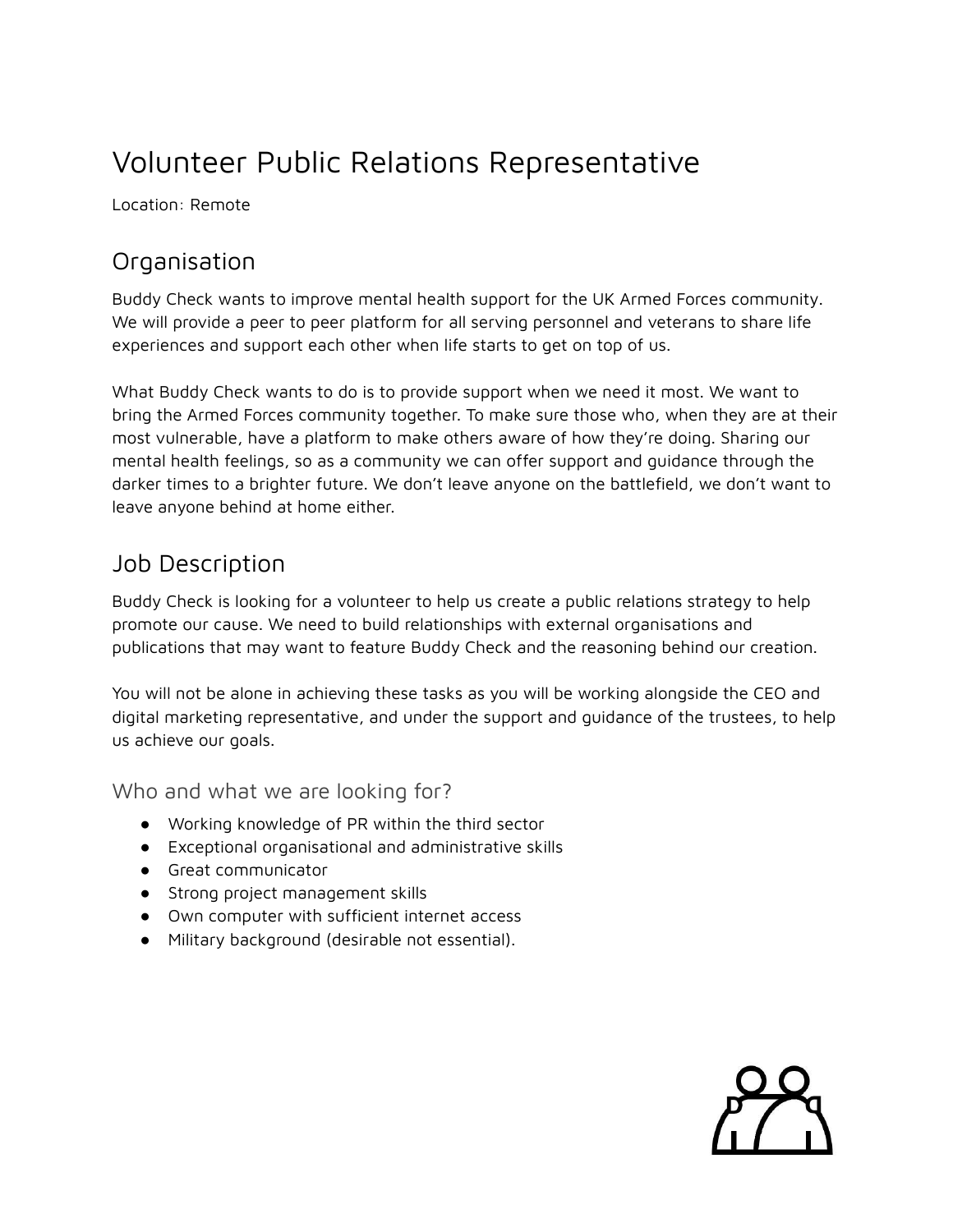# Volunteer Public Relations Representative

Location: Remote

## Organisation

Buddy Check wants to improve mental health support for the UK Armed Forces community. We will provide a peer to peer platform for all serving personnel and veterans to share life experiences and support each other when life starts to get on top of us.

What Buddy Check wants to do is to provide support when we need it most. We want to bring the Armed Forces community together. To make sure those who, when they are at their most vulnerable, have a platform to make others aware of how they're doing. Sharing our mental health feelings, so as a community we can offer support and guidance through the darker times to a brighter future. We don't leave anyone on the battlefield, we don't want to leave anyone behind at home either.

## Job Description

Buddy Check is looking for a volunteer to help us create a public relations strategy to help promote our cause. We need to build relationships with external organisations and publications that may want to feature Buddy Check and the reasoning behind our creation.

You will not be alone in achieving these tasks as you will be working alongside the CEO and digital marketing representative, and under the support and guidance of the trustees, to help us achieve our goals.

### Who and what we are looking for?

- Working knowledge of PR within the third sector
- Exceptional organisational and administrative skills
- Great communicator
- Strong project management skills
- Own computer with sufficient internet access
- Military background (desirable not essential).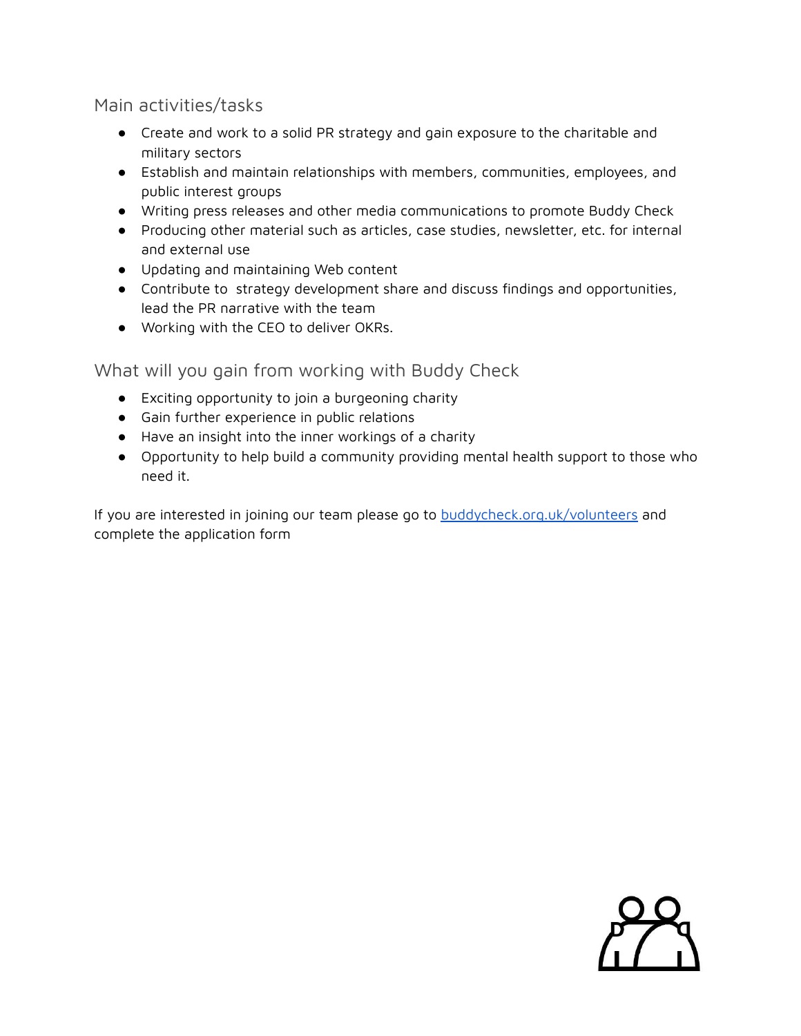## Main activities/tasks

- Create and work to a solid PR strategy and gain exposure to the charitable and military sectors
- Establish and maintain relationships with members, communities, employees, and public interest groups
- Writing press releases and other media communications to promote Buddy Check
- Producing other material such as articles, case studies, newsletter, etc. for internal and external use
- Updating and maintaining Web content
- Contribute to  strategy development share and discuss findings and opportunities, lead the PR narrative with the team
- Working with the CEO to deliver OKRs.

## What will you gain from working with Buddy Check

- Exciting opportunity to join a burgeoning charity
- Gain further experience in public relations
- Have an insight into the inner workings of a charity
- Opportunity to help build a community providing mental health support to those who need it.

If you are interested in joining our team please go to [buddycheck.org.uk/volunteers](buddycheck.org.uk/volunteers) and complete the application form